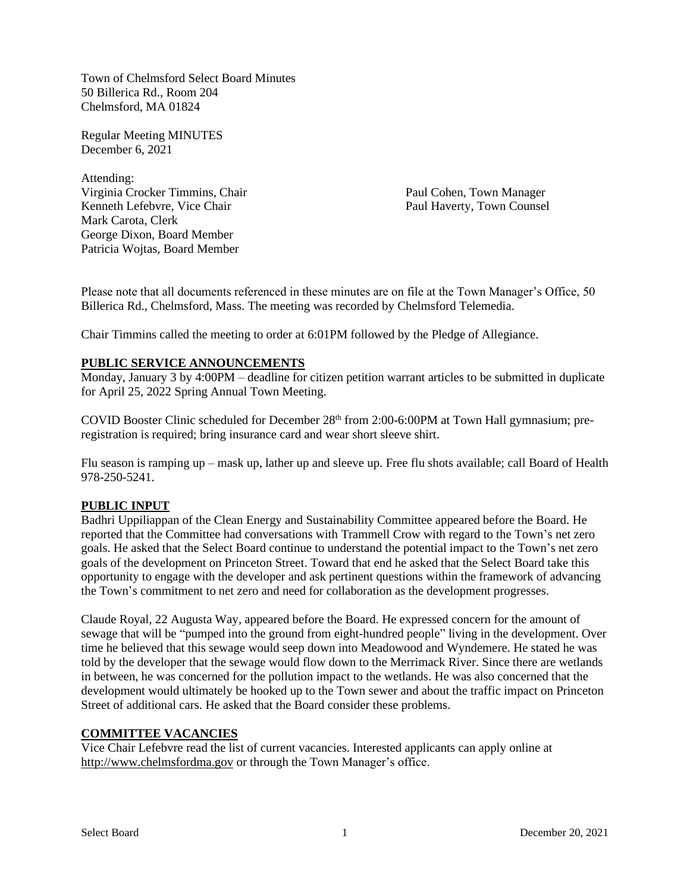Town of Chelmsford Select Board Minutes
50 Billerica Rd., Room 204
Chelmsford, MA 01824

Regular Meeting MINUTES
December 6, 2021

Attending:
Virginia Crocker Timmins, Chair
Kenneth Lefebvre, Vice Chair
Mark Carota, Clerk
George Dixon, Board Member
Patricia Wojtas, Board Member

Paul Cohen, Town Manager
Paul Haverty, Town Counsel

Please note that all documents referenced in these minutes are on file at the Town Manager's Office, 50 Billerica Rd., Chelmsford, Mass. The meeting was recorded by Chelmsford Telemedia.

Chair Timmins called the meeting to order at 6:01PM followed by the Pledge of Allegiance.

## PUBLIC SERVICE ANNOUNCEMENTS

Monday, January 3 by 4:00PM – deadline for citizen petition warrant articles to be submitted in duplicate for April 25, 2022 Spring Annual Town Meeting.

COVID Booster Clinic scheduled for December 28th from 2:00-6:00PM at Town Hall gymnasium; pre-registration is required; bring insurance card and wear short sleeve shirt.

Flu season is ramping up – mask up, lather up and sleeve up. Free flu shots available; call Board of Health 978-250-5241.

## PUBLIC INPUT

Badhri Uppiliappan of the Clean Energy and Sustainability Committee appeared before the Board. He reported that the Committee had conversations with Trammell Crow with regard to the Town's net zero goals. He asked that the Select Board continue to understand the potential impact to the Town's net zero goals of the development on Princeton Street. Toward that end he asked that the Select Board take this opportunity to engage with the developer and ask pertinent questions within the framework of advancing the Town's commitment to net zero and need for collaboration as the development progresses.

Claude Royal, 22 Augusta Way, appeared before the Board. He expressed concern for the amount of sewage that will be "pumped into the ground from eight-hundred people" living in the development. Over time he believed that this sewage would seep down into Meadowood and Wyndemere. He stated he was told by the developer that the sewage would flow down to the Merrimack River. Since there are wetlands in between, he was concerned for the pollution impact to the wetlands. He was also concerned that the development would ultimately be hooked up to the Town sewer and about the traffic impact on Princeton Street of additional cars. He asked that the Board consider these problems.

## COMMITTEE VACANCIES

Vice Chair Lefebvre read the list of current vacancies. Interested applicants can apply online at http://www.chelmsfordma.gov or through the Town Manager's office.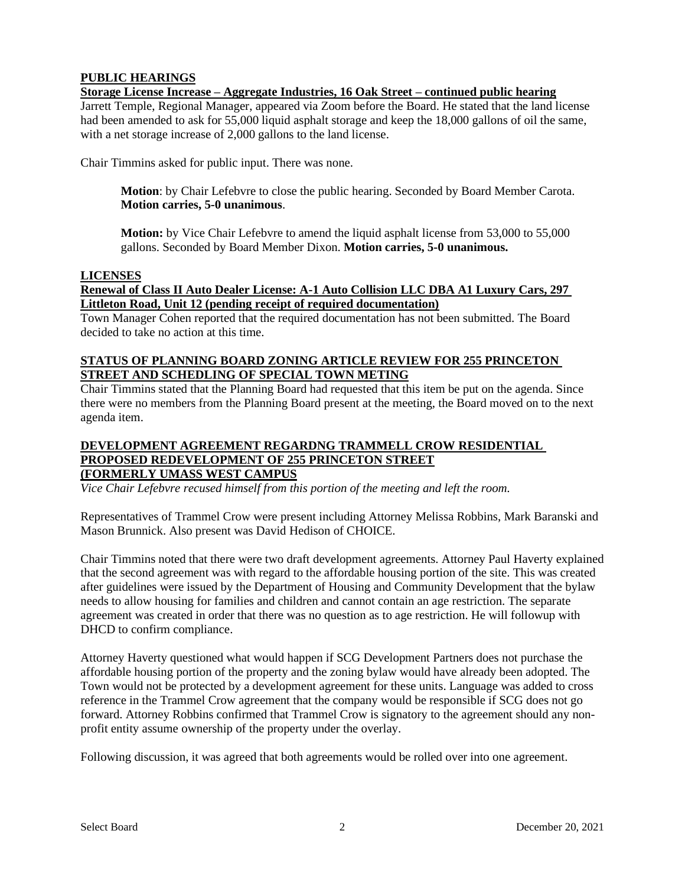**PUBLIC HEARINGS**

**Storage License Increase – Aggregate Industries, 16 Oak Street – continued public hearing**

Jarrett Temple, Regional Manager, appeared via Zoom before the Board. He stated that the land license had been amended to ask for 55,000 liquid asphalt storage and keep the 18,000 gallons of oil the same, with a net storage increase of 2,000 gallons to the land license.

Chair Timmins asked for public input. There was none.

> **Motion**: by Chair Lefebvre to close the public hearing. Seconded by Board Member Carota. **Motion carries, 5-0 unanimous**.
>
> **Motion:** by Vice Chair Lefebvre to amend the liquid asphalt license from 53,000 to 55,000 gallons. Seconded by Board Member Dixon. **Motion carries, 5-0 unanimous.**

**LICENSES**

**Renewal of Class II Auto Dealer License: A-1 Auto Collision LLC DBA A1 Luxury Cars, 297 Littleton Road, Unit 12 (pending receipt of required documentation)**

Town Manager Cohen reported that the required documentation has not been submitted. The Board decided to take no action at this time.

**STATUS OF PLANNING BOARD ZONING ARTICLE REVIEW FOR 255 PRINCETON STREET AND SCHEDLING OF SPECIAL TOWN METING**

Chair Timmins stated that the Planning Board had requested that this item be put on the agenda. Since there were no members from the Planning Board present at the meeting, the Board moved on to the next agenda item.

**DEVELOPMENT AGREEMENT REGARDNG TRAMMELL CROW RESIDENTIAL PROPOSED REDEVELOPMENT OF 255 PRINCETON STREET (FORMERLY UMASS WEST CAMPUS**

*Vice Chair Lefebvre recused himself from this portion of the meeting and left the room.*

Representatives of Trammel Crow were present including Attorney Melissa Robbins, Mark Baranski and Mason Brunnick. Also present was David Hedison of CHOICE.

Chair Timmins noted that there were two draft development agreements. Attorney Paul Haverty explained that the second agreement was with regard to the affordable housing portion of the site. This was created after guidelines were issued by the Department of Housing and Community Development that the bylaw needs to allow housing for families and children and cannot contain an age restriction. The separate agreement was created in order that there was no question as to age restriction. He will followup with DHCD to confirm compliance.

Attorney Haverty questioned what would happen if SCG Development Partners does not purchase the affordable housing portion of the property and the zoning bylaw would have already been adopted. The Town would not be protected by a development agreement for these units. Language was added to cross reference in the Trammel Crow agreement that the company would be responsible if SCG does not go forward. Attorney Robbins confirmed that Trammel Crow is signatory to the agreement should any non-profit entity assume ownership of the property under the overlay.

Following discussion, it was agreed that both agreements would be rolled over into one agreement.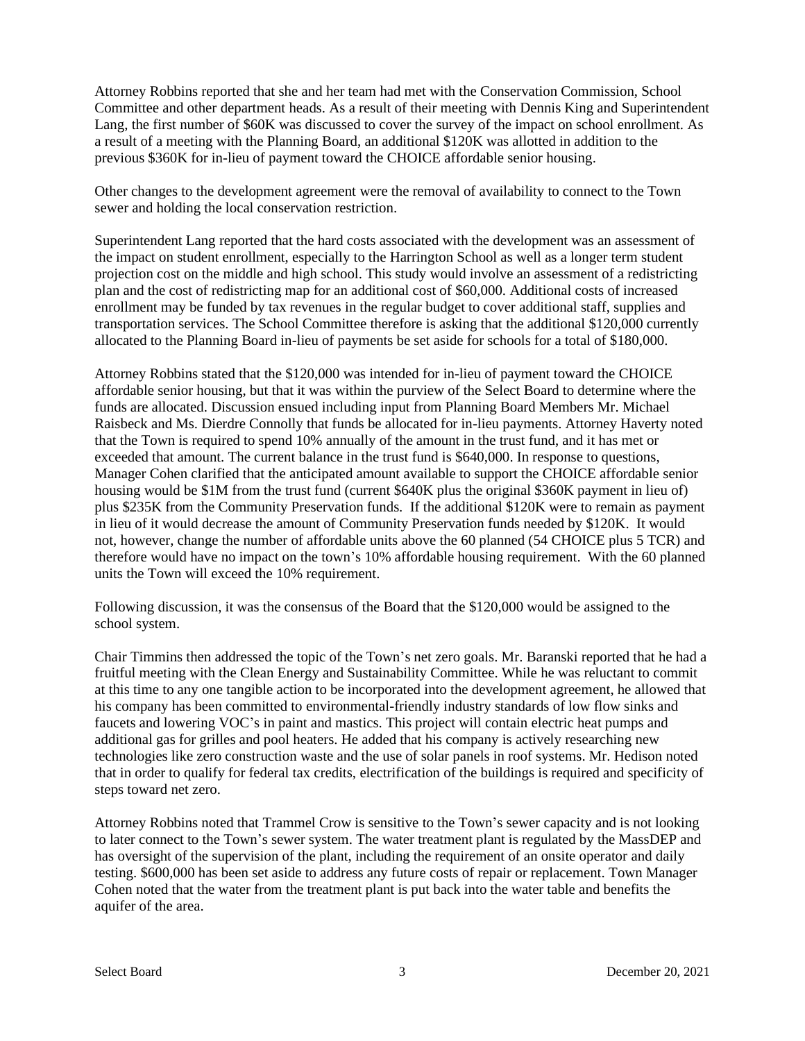Attorney Robbins reported that she and her team had met with the Conservation Commission, School Committee and other department heads. As a result of their meeting with Dennis King and Superintendent Lang, the first number of $60K was discussed to cover the survey of the impact on school enrollment. As a result of a meeting with the Planning Board, an additional $120K was allotted in addition to the previous $360K for in-lieu of payment toward the CHOICE affordable senior housing.

Other changes to the development agreement were the removal of availability to connect to the Town sewer and holding the local conservation restriction.

Superintendent Lang reported that the hard costs associated with the development was an assessment of the impact on student enrollment, especially to the Harrington School as well as a longer term student projection cost on the middle and high school. This study would involve an assessment of a redistricting plan and the cost of redistricting map for an additional cost of $60,000. Additional costs of increased enrollment may be funded by tax revenues in the regular budget to cover additional staff, supplies and transportation services. The School Committee therefore is asking that the additional $120,000 currently allocated to the Planning Board in-lieu of payments be set aside for schools for a total of $180,000.

Attorney Robbins stated that the $120,000 was intended for in-lieu of payment toward the CHOICE affordable senior housing, but that it was within the purview of the Select Board to determine where the funds are allocated. Discussion ensued including input from Planning Board Members Mr. Michael Raisbeck and Ms. Dierdre Connolly that funds be allocated for in-lieu payments. Attorney Haverty noted that the Town is required to spend 10% annually of the amount in the trust fund, and it has met or exceeded that amount. The current balance in the trust fund is $640,000. In response to questions, Manager Cohen clarified that the anticipated amount available to support the CHOICE affordable senior housing would be $1M from the trust fund (current $640K plus the original $360K payment in lieu of) plus $235K from the Community Preservation funds. If the additional $120K were to remain as payment in lieu of it would decrease the amount of Community Preservation funds needed by $120K. It would not, however, change the number of affordable units above the 60 planned (54 CHOICE plus 5 TCR) and therefore would have no impact on the town's 10% affordable housing requirement. With the 60 planned units the Town will exceed the 10% requirement.

Following discussion, it was the consensus of the Board that the $120,000 would be assigned to the school system.

Chair Timmins then addressed the topic of the Town's net zero goals. Mr. Baranski reported that he had a fruitful meeting with the Clean Energy and Sustainability Committee. While he was reluctant to commit at this time to any one tangible action to be incorporated into the development agreement, he allowed that his company has been committed to environmental-friendly industry standards of low flow sinks and faucets and lowering VOC's in paint and mastics. This project will contain electric heat pumps and additional gas for grilles and pool heaters. He added that his company is actively researching new technologies like zero construction waste and the use of solar panels in roof systems. Mr. Hedison noted that in order to qualify for federal tax credits, electrification of the buildings is required and specificity of steps toward net zero.

Attorney Robbins noted that Trammel Crow is sensitive to the Town's sewer capacity and is not looking to later connect to the Town's sewer system. The water treatment plant is regulated by the MassDEP and has oversight of the supervision of the plant, including the requirement of an onsite operator and daily testing. $600,000 has been set aside to address any future costs of repair or replacement. Town Manager Cohen noted that the water from the treatment plant is put back into the water table and benefits the aquifer of the area.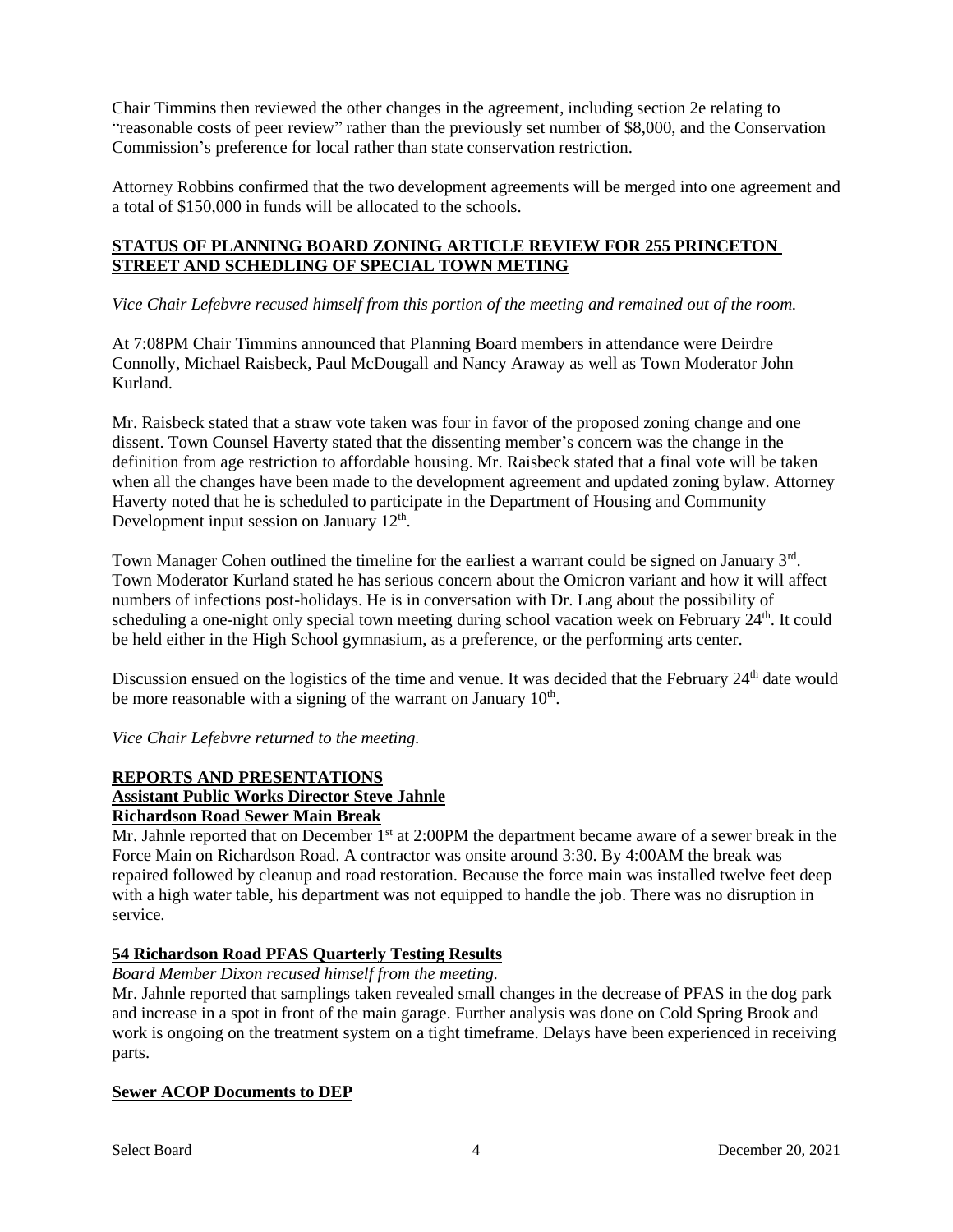Chair Timmins then reviewed the other changes in the agreement, including section 2e relating to "reasonable costs of peer review" rather than the previously set number of $8,000, and the Conservation Commission's preference for local rather than state conservation restriction.

Attorney Robbins confirmed that the two development agreements will be merged into one agreement and a total of $150,000 in funds will be allocated to the schools.

## STATUS OF PLANNING BOARD ZONING ARTICLE REVIEW FOR 255 PRINCETON STREET AND SCHEDLING OF SPECIAL TOWN METING

*Vice Chair Lefebvre recused himself from this portion of the meeting and remained out of the room.*

At 7:08PM Chair Timmins announced that Planning Board members in attendance were Deirdre Connolly, Michael Raisbeck, Paul McDougall and Nancy Araway as well as Town Moderator John Kurland.

Mr. Raisbeck stated that a straw vote taken was four in favor of the proposed zoning change and one dissent. Town Counsel Haverty stated that the dissenting member's concern was the change in the definition from age restriction to affordable housing. Mr. Raisbeck stated that a final vote will be taken when all the changes have been made to the development agreement and updated zoning bylaw. Attorney Haverty noted that he is scheduled to participate in the Department of Housing and Community Development input session on January 12th.

Town Manager Cohen outlined the timeline for the earliest a warrant could be signed on January 3rd. Town Moderator Kurland stated he has serious concern about the Omicron variant and how it will affect numbers of infections post-holidays. He is in conversation with Dr. Lang about the possibility of scheduling a one-night only special town meeting during school vacation week on February 24th. It could be held either in the High School gymnasium, as a preference, or the performing arts center.

Discussion ensued on the logistics of the time and venue. It was decided that the February 24th date would be more reasonable with a signing of the warrant on January 10th.

*Vice Chair Lefebvre returned to the meeting.*

## REPORTS AND PRESENTATIONS

### Assistant Public Works Director Steve Jahnle

### Richardson Road Sewer Main Break

Mr. Jahnle reported that on December 1st at 2:00PM the department became aware of a sewer break in the Force Main on Richardson Road. A contractor was onsite around 3:30. By 4:00AM the break was repaired followed by cleanup and road restoration. Because the force main was installed twelve feet deep with a high water table, his department was not equipped to handle the job. There was no disruption in service.

### 54 Richardson Road PFAS Quarterly Testing Results

*Board Member Dixon recused himself from the meeting.*

Mr. Jahnle reported that samplings taken revealed small changes in the decrease of PFAS in the dog park and increase in a spot in front of the main garage. Further analysis was done on Cold Spring Brook and work is ongoing on the treatment system on a tight timeframe. Delays have been experienced in receiving parts.

### Sewer ACOP Documents to DEP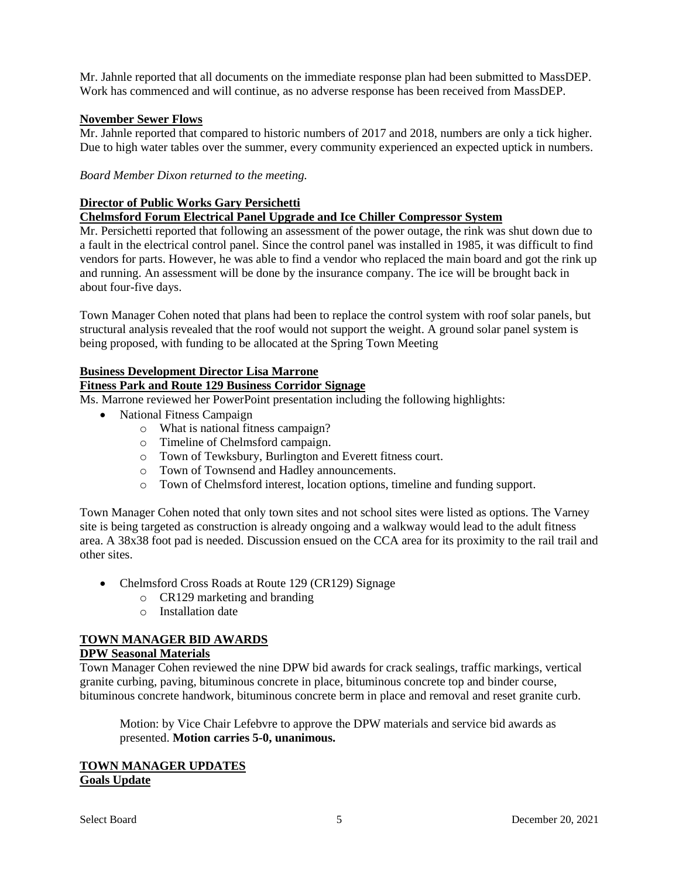Mr. Jahnle reported that all documents on the immediate response plan had been submitted to MassDEP. Work has commenced and will continue, as no adverse response has been received from MassDEP.

**November Sewer Flows**

Mr. Jahnle reported that compared to historic numbers of 2017 and 2018, numbers are only a tick higher. Due to high water tables over the summer, every community experienced an expected uptick in numbers.

*Board Member Dixon returned to the meeting.*

**Director of Public Works Gary Persichetti**

**Chelmsford Forum Electrical Panel Upgrade and Ice Chiller Compressor System**

Mr. Persichetti reported that following an assessment of the power outage, the rink was shut down due to a fault in the electrical control panel. Since the control panel was installed in 1985, it was difficult to find vendors for parts. However, he was able to find a vendor who replaced the main board and got the rink up and running. An assessment will be done by the insurance company. The ice will be brought back in about four-five days.

Town Manager Cohen noted that plans had been to replace the control system with roof solar panels, but structural analysis revealed that the roof would not support the weight. A ground solar panel system is being proposed, with funding to be allocated at the Spring Town Meeting

**Business Development Director Lisa Marrone**

**Fitness Park and Route 129 Business Corridor Signage**

Ms. Marrone reviewed her PowerPoint presentation including the following highlights:

- National Fitness Campaign
  - What is national fitness campaign?
  - Timeline of Chelmsford campaign.
  - Town of Tewksbury, Burlington and Everett fitness court.
  - Town of Townsend and Hadley announcements.
  - Town of Chelmsford interest, location options, timeline and funding support.

Town Manager Cohen noted that only town sites and not school sites were listed as options. The Varney site is being targeted as construction is already ongoing and a walkway would lead to the adult fitness area. A 38x38 foot pad is needed. Discussion ensued on the CCA area for its proximity to the rail trail and other sites.

- Chelmsford Cross Roads at Route 129 (CR129) Signage
  - CR129 marketing and branding
  - Installation date

**TOWN MANAGER BID AWARDS**

**DPW Seasonal Materials**

Town Manager Cohen reviewed the nine DPW bid awards for crack sealings, traffic markings, vertical granite curbing, paving, bituminous concrete in place, bituminous concrete top and binder course, bituminous concrete handwork, bituminous concrete berm in place and removal and reset granite curb.

> Motion: by Vice Chair Lefebvre to approve the DPW materials and service bid awards as presented. **Motion carries 5-0, unanimous.**

**TOWN MANAGER UPDATES**

**Goals Update**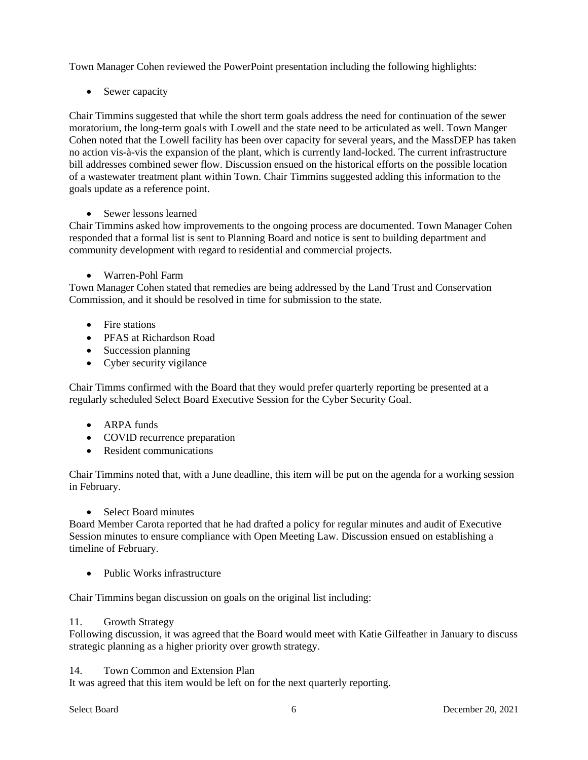Town Manager Cohen reviewed the PowerPoint presentation including the following highlights:

- Sewer capacity

Chair Timmins suggested that while the short term goals address the need for continuation of the sewer moratorium, the long-term goals with Lowell and the state need to be articulated as well. Town Manger Cohen noted that the Lowell facility has been over capacity for several years, and the MassDEP has taken no action vis-à-vis the expansion of the plant, which is currently land-locked. The current infrastructure bill addresses combined sewer flow. Discussion ensued on the historical efforts on the possible location of a wastewater treatment plant within Town. Chair Timmins suggested adding this information to the goals update as a reference point.

- Sewer lessons learned

Chair Timmins asked how improvements to the ongoing process are documented. Town Manager Cohen responded that a formal list is sent to Planning Board and notice is sent to building department and community development with regard to residential and commercial projects.

- Warren-Pohl Farm

Town Manager Cohen stated that remedies are being addressed by the Land Trust and Conservation Commission, and it should be resolved in time for submission to the state.

- Fire stations
- PFAS at Richardson Road
- Succession planning
- Cyber security vigilance

Chair Timms confirmed with the Board that they would prefer quarterly reporting be presented at a regularly scheduled Select Board Executive Session for the Cyber Security Goal.

- ARPA funds
- COVID recurrence preparation
- Resident communications

Chair Timmins noted that, with a June deadline, this item will be put on the agenda for a working session in February.

- Select Board minutes

Board Member Carota reported that he had drafted a policy for regular minutes and audit of Executive Session minutes to ensure compliance with Open Meeting Law. Discussion ensued on establishing a timeline of February.

- Public Works infrastructure

Chair Timmins began discussion on goals on the original list including:

11. Growth Strategy

Following discussion, it was agreed that the Board would meet with Katie Gilfeather in January to discuss strategic planning as a higher priority over growth strategy.

14. Town Common and Extension Plan

It was agreed that this item would be left on for the next quarterly reporting.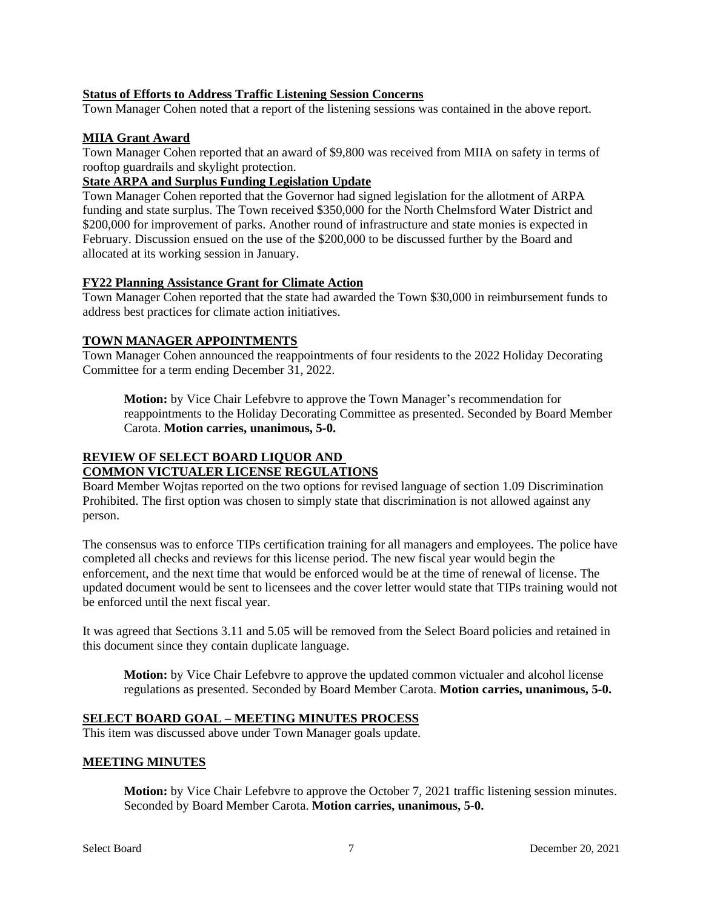**Status of Efforts to Address Traffic Listening Session Concerns**

Town Manager Cohen noted that a report of the listening sessions was contained in the above report.

**MIIA Grant Award**

Town Manager Cohen reported that an award of $9,800 was received from MIIA on safety in terms of rooftop guardrails and skylight protection.

**State ARPA and Surplus Funding Legislation Update**

Town Manager Cohen reported that the Governor had signed legislation for the allotment of ARPA funding and state surplus. The Town received $350,000 for the North Chelmsford Water District and $200,000 for improvement of parks. Another round of infrastructure and state monies is expected in February. Discussion ensued on the use of the $200,000 to be discussed further by the Board and allocated at its working session in January.

**FY22 Planning Assistance Grant for Climate Action**

Town Manager Cohen reported that the state had awarded the Town $30,000 in reimbursement funds to address best practices for climate action initiatives.

## TOWN MANAGER APPOINTMENTS

Town Manager Cohen announced the reappointments of four residents to the 2022 Holiday Decorating Committee for a term ending December 31, 2022.

> **Motion:** by Vice Chair Lefebvre to approve the Town Manager's recommendation for reappointments to the Holiday Decorating Committee as presented. Seconded by Board Member Carota. **Motion carries, unanimous, 5-0.**

## REVIEW OF SELECT BOARD LIQUOR AND COMMON VICTUALER LICENSE REGULATIONS

Board Member Wojtas reported on the two options for revised language of section 1.09 Discrimination Prohibited. The first option was chosen to simply state that discrimination is not allowed against any person.

The consensus was to enforce TIPs certification training for all managers and employees. The police have completed all checks and reviews for this license period. The new fiscal year would begin the enforcement, and the next time that would be enforced would be at the time of renewal of license. The updated document would be sent to licensees and the cover letter would state that TIPs training would not be enforced until the next fiscal year.

It was agreed that Sections 3.11 and 5.05 will be removed from the Select Board policies and retained in this document since they contain duplicate language.

> **Motion:** by Vice Chair Lefebvre to approve the updated common victualer and alcohol license regulations as presented. Seconded by Board Member Carota. **Motion carries, unanimous, 5-0.**

## SELECT BOARD GOAL – MEETING MINUTES PROCESS

This item was discussed above under Town Manager goals update.

## MEETING MINUTES

> **Motion:** by Vice Chair Lefebvre to approve the October 7, 2021 traffic listening session minutes. Seconded by Board Member Carota. **Motion carries, unanimous, 5-0.**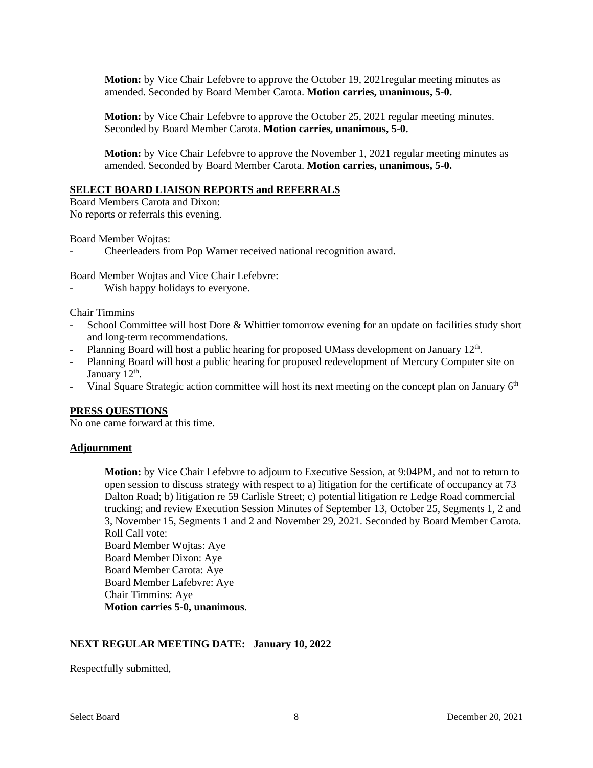**Motion:** by Vice Chair Lefebvre to approve the October 19, 2021regular meeting minutes as amended. Seconded by Board Member Carota. **Motion carries, unanimous, 5-0.**

**Motion:** by Vice Chair Lefebvre to approve the October 25, 2021 regular meeting minutes. Seconded by Board Member Carota. **Motion carries, unanimous, 5-0.**

**Motion:** by Vice Chair Lefebvre to approve the November 1, 2021 regular meeting minutes as amended. Seconded by Board Member Carota. **Motion carries, unanimous, 5-0.**

## SELECT BOARD LIAISON REPORTS and REFERRALS

Board Members Carota and Dixon:
No reports or referrals this evening.

Board Member Wojtas:

- Cheerleaders from Pop Warner received national recognition award.

Board Member Wojtas and Vice Chair Lefebvre:

- Wish happy holidays to everyone.

Chair Timmins

- School Committee will host Dore & Whittier tomorrow evening for an update on facilities study short and long-term recommendations.
- Planning Board will host a public hearing for proposed UMass development on January 12th.
- Planning Board will host a public hearing for proposed redevelopment of Mercury Computer site on January 12th.
- Vinal Square Strategic action committee will host its next meeting on the concept plan on January 6th

## PRESS QUESTIONS

No one came forward at this time.

## Adjournment

**Motion:** by Vice Chair Lefebvre to adjourn to Executive Session, at 9:04PM, and not to return to open session to discuss strategy with respect to a) litigation for the certificate of occupancy at 73 Dalton Road; b) litigation re 59 Carlisle Street; c) potential litigation re Ledge Road commercial trucking; and review Execution Session Minutes of September 13, October 25, Segments 1, 2 and 3, November 15, Segments 1 and 2 and November 29, 2021. Seconded by Board Member Carota.
Roll Call vote:
Board Member Wojtas: Aye
Board Member Dixon: Aye
Board Member Carota: Aye
Board Member Lafebvre: Aye
Chair Timmins: Aye
**Motion carries 5-0, unanimous**.

**NEXT REGULAR MEETING DATE: January 10, 2022**

Respectfully submitted,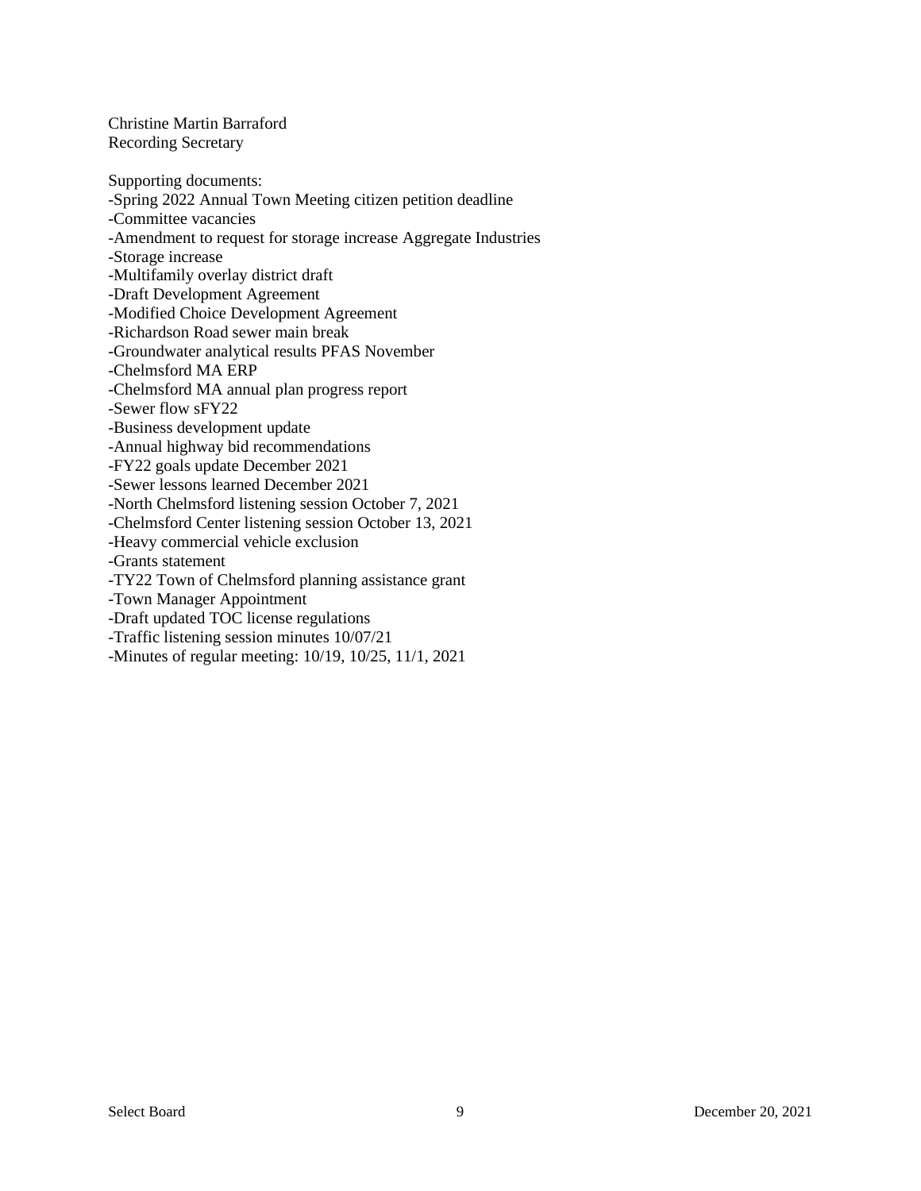Christine Martin Barraford
Recording Secretary

Supporting documents:
-Spring 2022 Annual Town Meeting citizen petition deadline
-Committee vacancies
-Amendment to request for storage increase Aggregate Industries
-Storage increase
-Multifamily overlay district draft
-Draft Development Agreement
-Modified Choice Development Agreement
-Richardson Road sewer main break
-Groundwater analytical results PFAS November
-Chelmsford MA ERP
-Chelmsford MA annual plan progress report
-Sewer flow sFY22
-Business development update
-Annual highway bid recommendations
-FY22 goals update December 2021
-Sewer lessons learned December 2021
-North Chelmsford listening session October 7, 2021
-Chelmsford Center listening session October 13, 2021
-Heavy commercial vehicle exclusion
-Grants statement
-TY22 Town of Chelmsford planning assistance grant
-Town Manager Appointment
-Draft updated TOC license regulations
-Traffic listening session minutes 10/07/21
-Minutes of regular meeting: 10/19, 10/25, 11/1, 2021